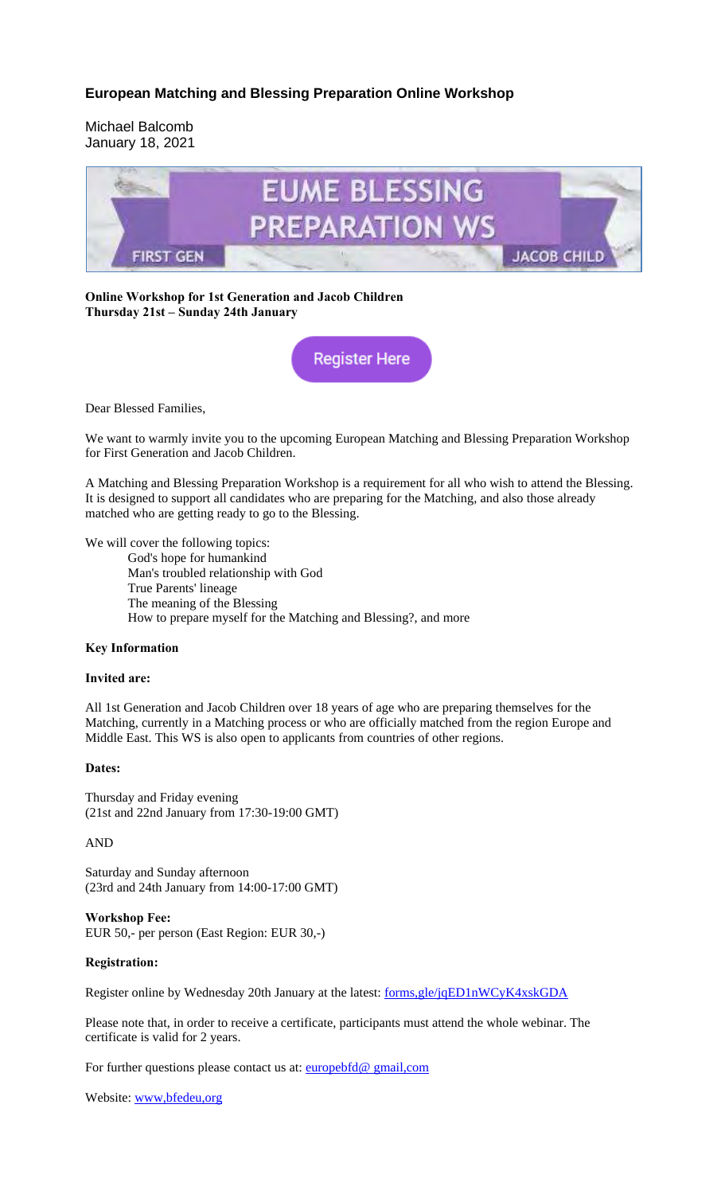## European Matching and Blessing Preparation Online Workshop

Michael Balcomb
January 18, 2021

**Online Workshop for 1st Generation and Jacob Children**
**Thursday 21st – Sunday 24th January**

Register Here

Dear Blessed Families,

We want to warmly invite you to the upcoming European Matching and Blessing Preparation Workshop for First Generation and Jacob Children.

A Matching and Blessing Preparation Workshop is a requirement for all who wish to attend the Blessing. It is designed to support all candidates who are preparing for the Matching, and also those already matched who are getting ready to go to the Blessing.

We will cover the following topics:

- God's hope for humankind
- Man's troubled relationship with God
- True Parents' lineage
- The meaning of the Blessing
- How to prepare myself for the Matching and Blessing?, and more

**Key Information**

**Invited are:**

All 1st Generation and Jacob Children over 18 years of age who are preparing themselves for the Matching, currently in a Matching process or who are officially matched from the region Europe and Middle East. This WS is also open to applicants from countries of other regions.

**Dates:**

Thursday and Friday evening
(21st and 22nd January from 17:30-19:00 GMT)

AND

Saturday and Sunday afternoon
(23rd and 24th January from 14:00-17:00 GMT)

**Workshop Fee:**
EUR 50,- per person (East Region: EUR 30,-)

**Registration:**

Register online by Wednesday 20th January at the latest: forms,gle/jqED1nWCyK4xskGDA

Please note that, in order to receive a certificate, participants must attend the whole webinar. The certificate is valid for 2 years.

For further questions please contact us at: europebfd@ gmail,com

Website: www,bfedeu,org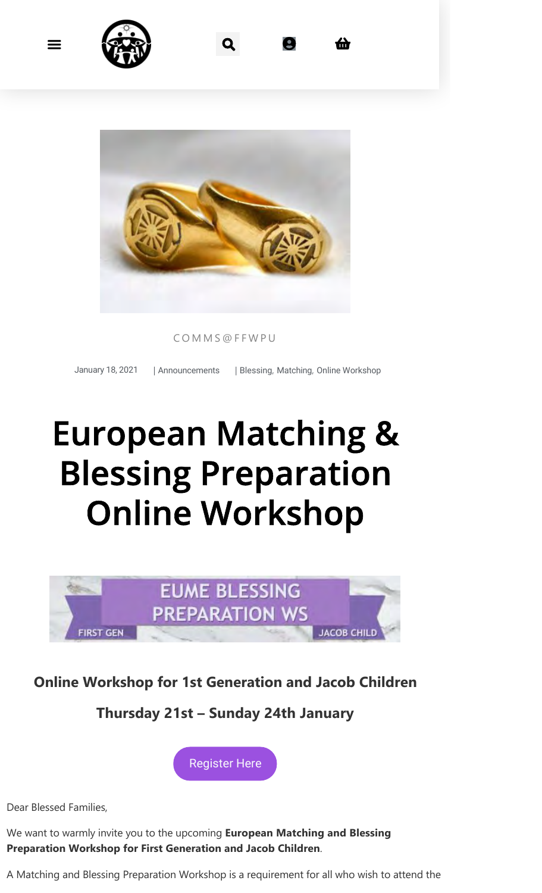COMMS@FFWPU

January 18, 2021 | Announcements | Blessing, Matching, Online Workshop

# European Matching & Blessing Preparation Online Workshop

**Online Workshop for 1st Generation and Jacob Children**

**Thursday 21st – Sunday 24th January**

Register Here

Dear Blessed Families,

We want to warmly invite you to the upcoming **European Matching and Blessing Preparation Workshop for First Generation and Jacob Children**.

A Matching and Blessing Preparation Workshop is a requirement for all who wish to attend the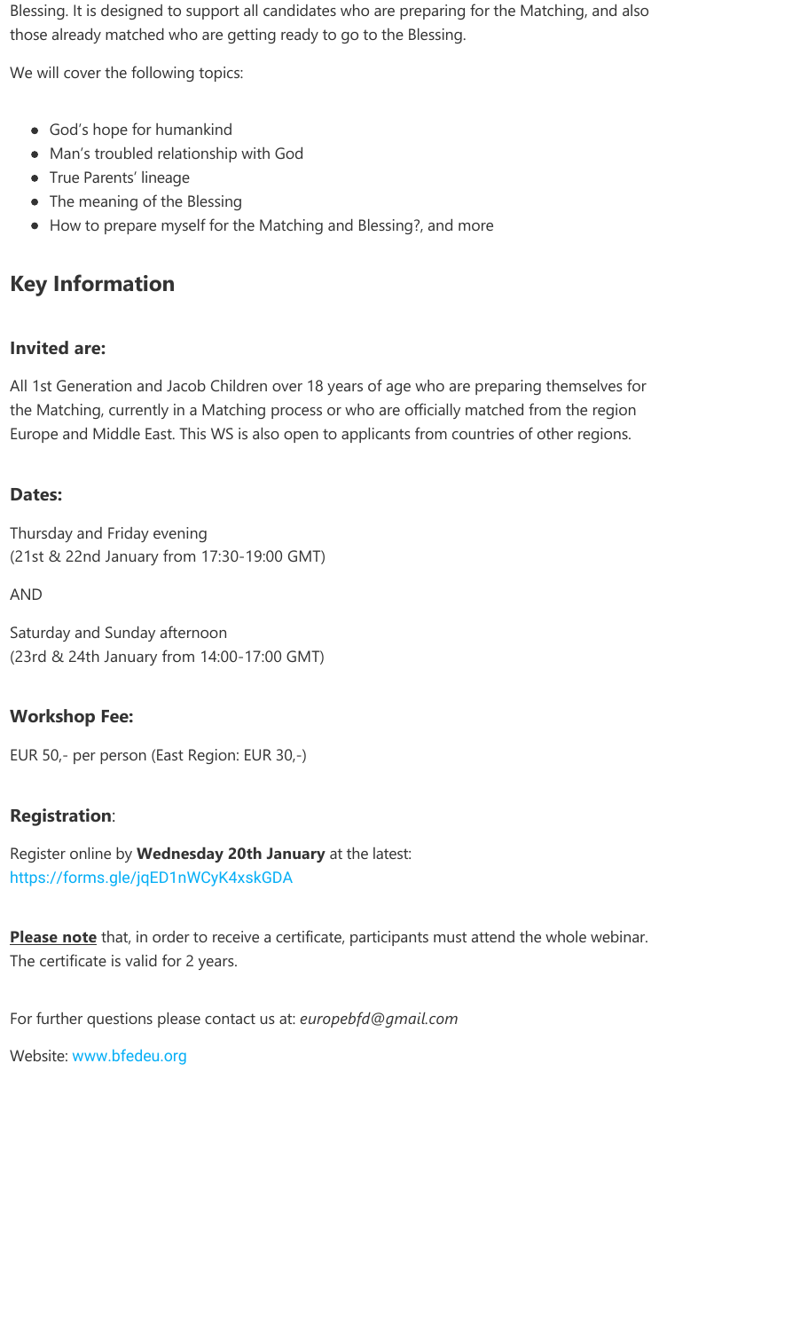Blessing. It is designed to support all candidates who are preparing for the Matching, and also those already matched who are getting ready to go to the Blessing.

We will cover the following topics:

- God's hope for humankind
- Man's troubled relationship with God
- True Parents' lineage
- The meaning of the Blessing
- How to prepare myself for the Matching and Blessing?, and more

## Key Information

### Invited are:

All 1st Generation and Jacob Children over 18 years of age who are preparing themselves for the Matching, currently in a Matching process or who are officially matched from the region Europe and Middle East. This WS is also open to applicants from countries of other regions.

### Dates:

Thursday and Friday evening
(21st & 22nd January from 17:30-19:00 GMT)

AND

Saturday and Sunday afternoon
(23rd & 24th January from 14:00-17:00 GMT)

### Workshop Fee:

EUR 50,- per person (East Region: EUR 30,-)

### Registration:

Register online by **Wednesday 20th January** at the latest:
https://forms.gle/jqED1nWCyK4xskGDA

**Please note** that, in order to receive a certificate, participants must attend the whole webinar. The certificate is valid for 2 years.

For further questions please contact us at: *europebfd@gmail.com*

Website: www.bfedeu.org